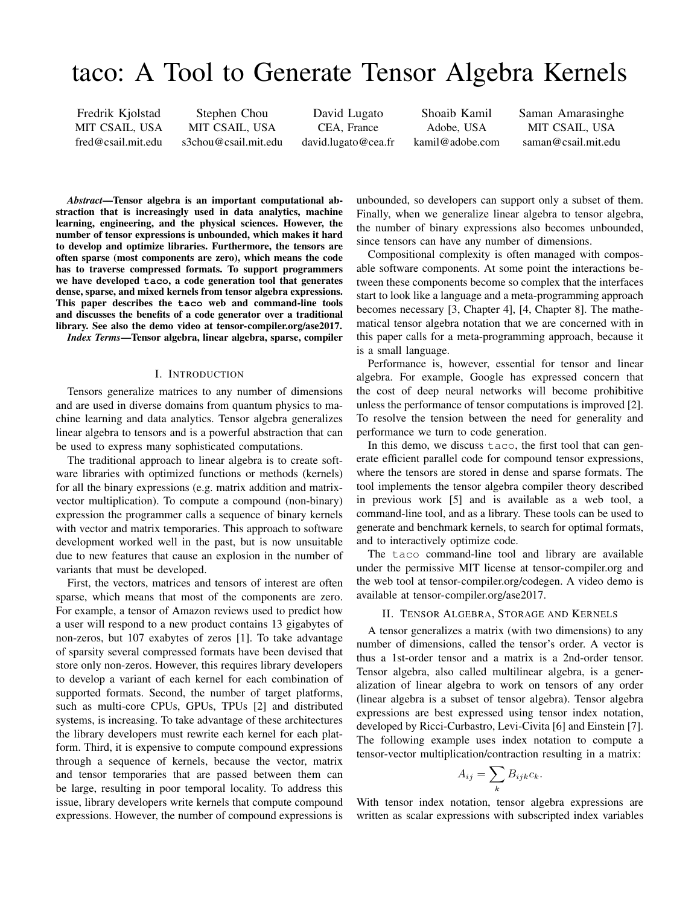# taco: A Tool to Generate Tensor Algebra Kernels

Fredrik Kjolstad
MIT CSAIL, USA
fred@csail.mit.edu

Stephen Chou
MIT CSAIL, USA
s3chou@csail.mit.edu

David Lugato
CEA, France
david.lugato@cea.fr

Shoaib Kamil
Adobe, USA
kamil@adobe.com

Saman Amarasinghe
MIT CSAIL, USA
saman@csail.mit.edu

***Abstract*—Tensor algebra is an important computational abstraction that is increasingly used in data analytics, machine learning, engineering, and the physical sciences. However, the number of tensor expressions is unbounded, which makes it hard to develop and optimize libraries. Furthermore, the tensors are often sparse (most components are zero), which means the code has to traverse compressed formats. To support programmers we have developed `taco`, a code generation tool that generates dense, sparse, and mixed kernels from tensor algebra expressions. This paper describes the `taco` web and command-line tools and discusses the benefits of a code generator over a traditional library. See also the demo video at tensor-compiler.org/ase2017.**

***Index Terms*—Tensor algebra, linear algebra, sparse, compiler**

## I. Introduction

Tensors generalize matrices to any number of dimensions and are used in diverse domains from quantum physics to machine learning and data analytics. Tensor algebra generalizes linear algebra to tensors and is a powerful abstraction that can be used to express many sophisticated computations.

The traditional approach to linear algebra is to create software libraries with optimized functions or methods (kernels) for all the binary expressions (e.g. matrix addition and matrix-vector multiplication). To compute a compound (non-binary) expression the programmer calls a sequence of binary kernels with vector and matrix temporaries. This approach to software development worked well in the past, but is now unsuitable due to new features that cause an explosion in the number of variants that must be developed.

First, the vectors, matrices and tensors of interest are often sparse, which means that most of the components are zero. For example, a tensor of Amazon reviews used to predict how a user will respond to a new product contains 13 gigabytes of non-zeros, but 107 exabytes of zeros [1]. To take advantage of sparsity several compressed formats have been devised that store only non-zeros. However, this requires library developers to develop a variant of each kernel for each combination of supported formats. Second, the number of target platforms, such as multi-core CPUs, GPUs, TPUs [2] and distributed systems, is increasing. To take advantage of these architectures the library developers must rewrite each kernel for each platform. Third, it is expensive to compute compound expressions through a sequence of kernels, because the vector, matrix and tensor temporaries that are passed between them can be large, resulting in poor temporal locality. To address this issue, library developers write kernels that compute compound expressions. However, the number of compound expressions is unbounded, so developers can support only a subset of them. Finally, when we generalize linear algebra to tensor algebra, the number of binary expressions also becomes unbounded, since tensors can have any number of dimensions.

Compositional complexity is often managed with composable software components. At some point the interactions between these components become so complex that the interfaces start to look like a language and a meta-programming approach becomes necessary [3, Chapter 4], [4, Chapter 8]. The mathematical tensor algebra notation that we are concerned with in this paper calls for a meta-programming approach, because it is a small language.

Performance is, however, essential for tensor and linear algebra. For example, Google has expressed concern that the cost of deep neural networks will become prohibitive unless the performance of tensor computations is improved [2]. To resolve the tension between the need for generality and performance we turn to code generation.

In this demo, we discuss `taco`, the first tool that can generate efficient parallel code for compound tensor expressions, where the tensors are stored in dense and sparse formats. The tool implements the tensor algebra compiler theory described in previous work [5] and is available as a web tool, a command-line tool, and as a library. These tools can be used to generate and benchmark kernels, to search for optimal formats, and to interactively optimize code.

The `taco` command-line tool and library are available under the permissive MIT license at tensor-compiler.org and the web tool at tensor-compiler.org/codegen. A video demo is available at tensor-compiler.org/ase2017.

## II. Tensor Algebra, Storage and Kernels

A tensor generalizes a matrix (with two dimensions) to any number of dimensions, called the tensor's order. A vector is thus a 1st-order tensor and a matrix is a 2nd-order tensor. Tensor algebra, also called multilinear algebra, is a generalization of linear algebra to work on tensors of any order (linear algebra is a subset of tensor algebra). Tensor algebra expressions are best expressed using tensor index notation, developed by Ricci-Curbastro, Levi-Civita [6] and Einstein [7]. The following example uses index notation to compute a tensor-vector multiplication/contraction resulting in a matrix:

$$A_{ij} = \sum_{k} B_{ijk} c_k.$$

With tensor index notation, tensor algebra expressions are written as scalar expressions with subscripted index variables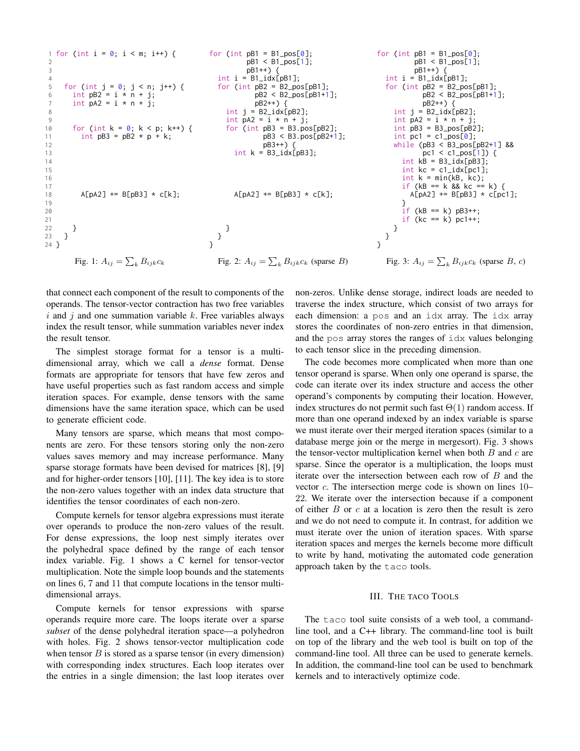```c
1  for (int i = 0; i < m; i++) {
2
3
4
5    for (int j = 0; j < n; j++) {
6      int pB2 = i * n + j;
7      int pA2 = i * n + j;
8
9
10     for (int k = 0; k < p; k++) {
11       int pB3 = pB2 * p + k;
12
13
14
15
16
17
18       A[pA2] += B[pB3] * c[k];
19
20
21
22     }
23   }
24 }
```

Fig. 1: $A_{ij} = \sum_k B_{ijk} c_k$

```c
for (int pB1 = B1_pos[0];
         pB1 < B1_pos[1];
         pB1++) {
  int i = B1_idx[pB1];
  for (int pB2 = B2_pos[pB1];
           pB2 < B2_pos[pB1+1];
           pB2++) {
    int j = B2_idx[pB2];
    int pA2 = i * n + j;
    for (int pB3 = B3.pos[pB2];
             pB3 < B3.pos[pB2+1];
             pB3++) {
      int k = B3_idx[pB3];




      A[pA2] += B[pB3] * c[k];



    }
  }
}
```

Fig. 2: $A_{ij} = \sum_k B_{ijk} c_k$ (sparse $B$)

```c
for (int pB1 = B1_pos[0];
         pB1 < B1_pos[1];
         pB1++) {
  int i = B1_idx[pB1];
  for (int pB2 = B2_pos[pB1];
           pB2 < B2_pos[pB1+1];
           pB2++) {
    int j = B2_idx[pB2];
    int pA2 = i * n + j;
    int pB3 = B3_pos[pB2];
    int pc1 = c1_pos[0];
    while (pB3 < B3_pos[pB2+1] &&
           pc1 < c1_pos[1]) {
      int kB = B3_idx[pB3];
      int kc = c1_idx[pc1];
      int k = min(kB, kc);
      if (kB == k && kc == k) {
        A[pA2] += B[pB3] * c[pc1];
      }
      if (kB == k) pB3++;
      if (kc == k) pc1++;
    }
  }
}
```

Fig. 3: $A_{ij} = \sum_k B_{ijk} c_k$ (sparse $B$, $c$)

that connect each component of the result to components of the operands. The tensor-vector contraction has two free variables $i$ and $j$ and one summation variable $k$. Free variables always index the result tensor, while summation variables never index the result tensor.

The simplest storage format for a tensor is a multi-dimensional array, which we call a *dense* format. Dense formats are appropriate for tensors that have few zeros and have useful properties such as fast random access and simple iteration spaces. For example, dense tensors with the same dimensions have the same iteration space, which can be used to generate efficient code.

Many tensors are sparse, which means that most components are zero. For these tensors storing only the non-zero values saves memory and may increase performance. Many sparse storage formats have been devised for matrices [8], [9] and for higher-order tensors [10], [11]. The key idea is to store the non-zero values together with an index data structure that identifies the tensor coordinates of each non-zero.

Compute kernels for tensor algebra expressions must iterate over operands to produce the non-zero values of the result. For dense expressions, the loop nest simply iterates over the polyhedral space defined by the range of each tensor index variable. Fig. 1 shows a C kernel for tensor-vector multiplication. Note the simple loop bounds and the statements on lines 6, 7 and 11 that compute locations in the tensor multi-dimensional arrays.

Compute kernels for tensor expressions with sparse operands require more care. The loops iterate over a sparse *subset* of the dense polyhedral iteration space—a polyhedron with holes. Fig. 2 shows tensor-vector multiplication code when tensor $B$ is stored as a sparse tensor (in every dimension) with corresponding index structures. Each loop iterates over the entries in a single dimension; the last loop iterates over non-zeros. Unlike dense storage, indirect loads are needed to traverse the index structure, which consist of two arrays for each dimension: a `pos` and an `idx` array. The `idx` array stores the coordinates of non-zero entries in that dimension, and the `pos` array stores the ranges of `idx` values belonging to each tensor slice in the preceding dimension.

The code becomes more complicated when more than one tensor operand is sparse. When only one operand is sparse, the code can iterate over its index structure and access the other operand's components by computing their location. However, index structures do not permit such fast $\Theta(1)$ random access. If more than one operand indexed by an index variable is sparse we must iterate over their merged iteration spaces (similar to a database merge join or the merge in mergesort). Fig. 3 shows the tensor-vector multiplication kernel when both $B$ and $c$ are sparse. Since the operator is a multiplication, the loops must iterate over the intersection between each row of $B$ and the vector $c$. The intersection merge code is shown on lines 10–22. We iterate over the intersection because if a component of either $B$ or $c$ at a location is zero then the result is zero and we do not need to compute it. In contrast, for addition we must iterate over the union of iteration spaces. With sparse iteration spaces and merges the kernels become more difficult to write by hand, motivating the automated code generation approach taken by the `taco` tools.

## III. The taco Tools

The `taco` tool suite consists of a web tool, a command-line tool, and a C++ library. The command-line tool is built on top of the library and the web tool is built on top of the command-line tool. All three can be used to generate kernels. In addition, the command-line tool can be used to benchmark kernels and to interactively optimize code.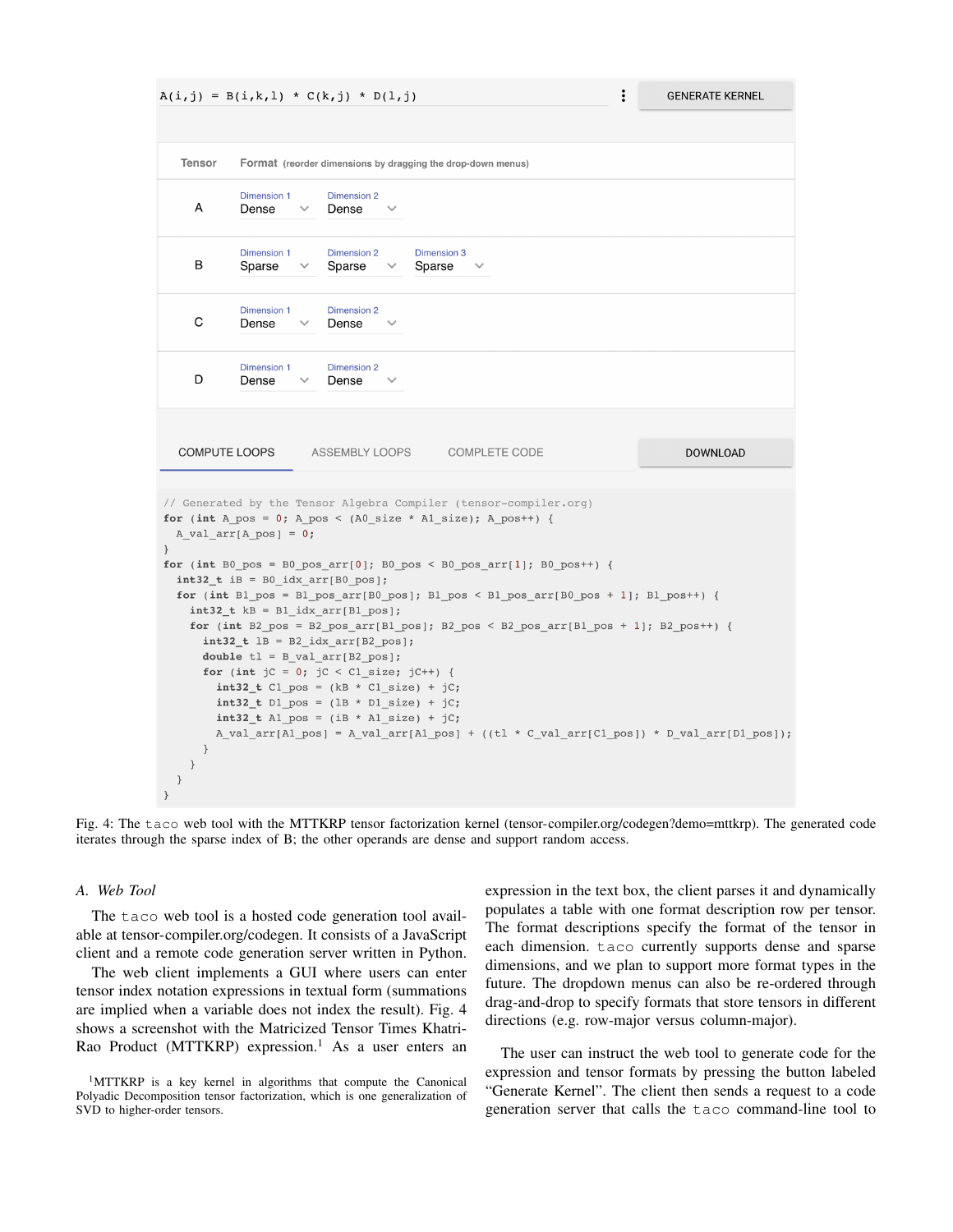```
A(i,j) = B(i,k,l) * C(k,j) * D(l,j)                                GENERATE KERNEL
```

| Tensor | Format (reorder dimensions by dragging the drop-down menus) | | |
|---|---|---|---|
| | Dimension 1 | Dimension 2 | Dimension 3 |
| A | Dense | Dense | |
| B | Sparse | Sparse | Sparse |
| C | Dense | Dense | |
| D | Dense | Dense | |

COMPUTE LOOPS | ASSEMBLY LOOPS | COMPLETE CODE | DOWNLOAD

```
// Generated by the Tensor Algebra Compiler (tensor-compiler.org)
for (int A_pos = 0; A_pos < (A0_size * A1_size); A_pos++) {
  A_val_arr[A_pos] = 0;
}
for (int B0_pos = B0_pos_arr[0]; B0_pos < B0_pos_arr[1]; B0_pos++) {
  int32_t iB = B0_idx_arr[B0_pos];
  for (int B1_pos = B1_pos_arr[B0_pos]; B1_pos < B1_pos_arr[B0_pos + 1]; B1_pos++) {
    int32_t kB = B1_idx_arr[B1_pos];
    for (int B2_pos = B2_pos_arr[B1_pos]; B2_pos < B2_pos_arr[B1_pos + 1]; B2_pos++) {
      int32_t lB = B2_idx_arr[B2_pos];
      double tl = B_val_arr[B2_pos];
      for (int jC = 0; jC < C1_size; jC++) {
        int32_t C1_pos = (kB * C1_size) + jC;
        int32_t D1_pos = (lB * D1_size) + jC;
        int32_t A1_pos = (iB * A1_size) + jC;
        A_val_arr[A1_pos] = A_val_arr[A1_pos] + ((tl * C_val_arr[C1_pos]) * D_val_arr[D1_pos]);
      }
    }
  }
}
```

Fig. 4: The taco web tool with the MTTKRP tensor factorization kernel (tensor-compiler.org/codegen?demo=mttkrp). The generated code iterates through the sparse index of B; the other operands are dense and support random access.

### A. *Web Tool*

The taco web tool is a hosted code generation tool available at tensor-compiler.org/codegen. It consists of a JavaScript client and a remote code generation server written in Python.

The web client implements a GUI where users can enter tensor index notation expressions in textual form (summations are implied when a variable does not index the result). Fig. 4 shows a screenshot with the Matricized Tensor Times Khatri-Rao Product (MTTKRP) expression.[1] As a user enters an expression in the text box, the client parses it and dynamically populates a table with one format description row per tensor. The format descriptions specify the format of the tensor in each dimension. taco currently supports dense and sparse dimensions, and we plan to support more format types in the future. The dropdown menus can also be re-ordered through drag-and-drop to specify formats that store tensors in different directions (e.g. row-major versus column-major).

The user can instruct the web tool to generate code for the expression and tensor formats by pressing the button labeled "Generate Kernel". The client then sends a request to a code generation server that calls the taco command-line tool to

[1] MTTKRP is a key kernel in algorithms that compute the Canonical Polyadic Decomposition tensor factorization, which is one generalization of SVD to higher-order tensors.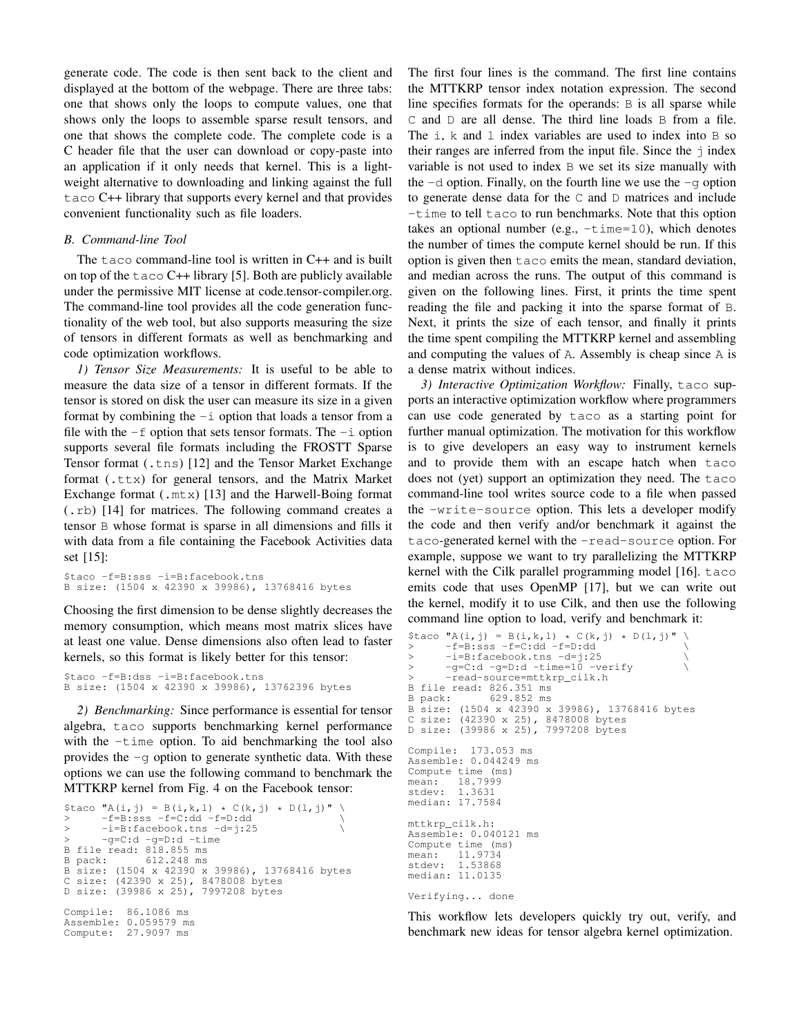generate code. The code is then sent back to the client and displayed at the bottom of the webpage. There are three tabs: one that shows only the loops to compute values, one that shows only the loops to assemble sparse result tensors, and one that shows the complete code. The complete code is a C header file that the user can download or copy-paste into an application if it only needs that kernel. This is a lightweight alternative to downloading and linking against the full `taco` C++ library that supports every kernel and that provides convenient functionality such as file loaders.

### *B. Command-line Tool*

The `taco` command-line tool is written in C++ and is built on top of the `taco` C++ library [5]. Both are publicly available under the permissive MIT license at code.tensor-compiler.org. The command-line tool provides all the code generation functionality of the web tool, but also supports measuring the size of tensors in different formats as well as benchmarking and code optimization workflows.

*1) Tensor Size Measurements:* It is useful to be able to measure the data size of a tensor in different formats. If the tensor is stored on disk the user can measure its size in a given format by combining the `-i` option that loads a tensor from a file with the `-f` option that sets tensor formats. The `-i` option supports several file formats including the FROSTT Sparse Tensor format (`.tns`) [12] and the Tensor Market Exchange format (`.ttx`) for general tensors, and the Matrix Market Exchange format (`.mtx`) [13] and the Harwell-Boing format (`.rb`) [14] for matrices. The following command creates a tensor `B` whose format is sparse in all dimensions and fills it with data from a file containing the Facebook Activities data set [15]:

```
$taco -f=B:sss -i=B:facebook.tns
B size: (1504 x 42390 x 39986), 13768416 bytes
```

Choosing the first dimension to be dense slightly decreases the memory consumption, which means most matrix slices have at least one value. Dense dimensions also often lead to faster kernels, so this format is likely better for this tensor:

```
$taco -f=B:dss -i=B:facebook.tns
B size: (1504 x 42390 x 39986), 13762396 bytes
```

*2) Benchmarking:* Since performance is essential for tensor algebra, `taco` supports benchmarking kernel performance with the `-time` option. To aid benchmarking the tool also provides the `-g` option to generate synthetic data. With these options we can use the following command to benchmark the MTTKRP kernel from Fig. 4 on the Facebook tensor:

```
$taco "A(i,j) = B(i,k,l) * C(k,j) * D(l,j)" \
>      -f=B:sss -f=C:dd -f=D:dd              \
>      -i=B:facebook.tns -d=j:25             \
>      -g=C:d -g=D:d -time
B file read: 818.855 ms
B pack:      612.248 ms
B size: (1504 x 42390 x 39986), 13768416 bytes
C size: (42390 x 25), 8478008 bytes
D size: (39986 x 25), 7997208 bytes

Compile:  86.1086 ms
Assemble: 0.059579 ms
Compute:  27.9097 ms
```

The first four lines is the command. The first line contains the MTTKRP tensor index notation expression. The second line specifies formats for the operands: `B` is all sparse while `C` and `D` are all dense. The third line loads `B` from a file. The `i`, `k` and `l` index variables are used to index into `B` so their ranges are inferred from the input file. Since the `j` index variable is not used to index `B` we set its size manually with the `-d` option. Finally, on the fourth line we use the `-g` option to generate dense data for the `C` and `D` matrices and include `-time` to tell `taco` to run benchmarks. Note that this option takes an optional number (e.g., `-time=10`), which denotes the number of times the compute kernel should be run. If this option is given then `taco` emits the mean, standard deviation, and median across the runs. The output of this command is given on the following lines. First, it prints the time spent reading the file and packing it into the sparse format of `B`. Next, it prints the size of each tensor, and finally it prints the time spent compiling the MTTKRP kernel and assembling and computing the values of `A`. Assembly is cheap since `A` is a dense matrix without indices.

*3) Interactive Optimization Workflow:* Finally, `taco` supports an interactive optimization workflow where programmers can use code generated by `taco` as a starting point for further manual optimization. The motivation for this workflow is to give developers an easy way to instrument kernels and to provide them with an escape hatch when `taco` does not (yet) support an optimization they need. The `taco` command-line tool writes source code to a file when passed the `-write-source` option. This lets a developer modify the code and then verify and/or benchmark it against the `taco`-generated kernel with the `-read-source` option. For example, suppose we want to try parallelizing the MTTKRP kernel with the Cilk parallel programming model [16]. `taco` emits code that uses OpenMP [17], but we can write out the kernel, modify it to use Cilk, and then use the following command line option to load, verify and benchmark it:

```
$taco "A(i,j) = B(i,k,l) * C(k,j) * D(l,j)" \
>      -f=B:sss -f=C:dd -f=D:dd              \
>      -i=B:facebook.tns -d=j:25             \
>      -g=C:d -g=D:d -time=10 -verify        \
>      -read-source=mttkrp_cilk.h
B file read: 826.351 ms
B pack:      629.852 ms
B size: (1504 x 42390 x 39986), 13768416 bytes
C size: (42390 x 25), 8478008 bytes
D size: (39986 x 25), 7997208 bytes

Compile:  173.053 ms
Assemble: 0.044249 ms
Compute time (ms)
mean:   18.7999
stdev:  1.3631
median: 17.7584

mttkrp_cilk.h:
Assemble: 0.040121 ms
Compute time (ms)
mean:   11.9734
stdev:  1.53868
median: 11.0135

Verifying... done
```

This workflow lets developers quickly try out, verify, and benchmark new ideas for tensor algebra kernel optimization.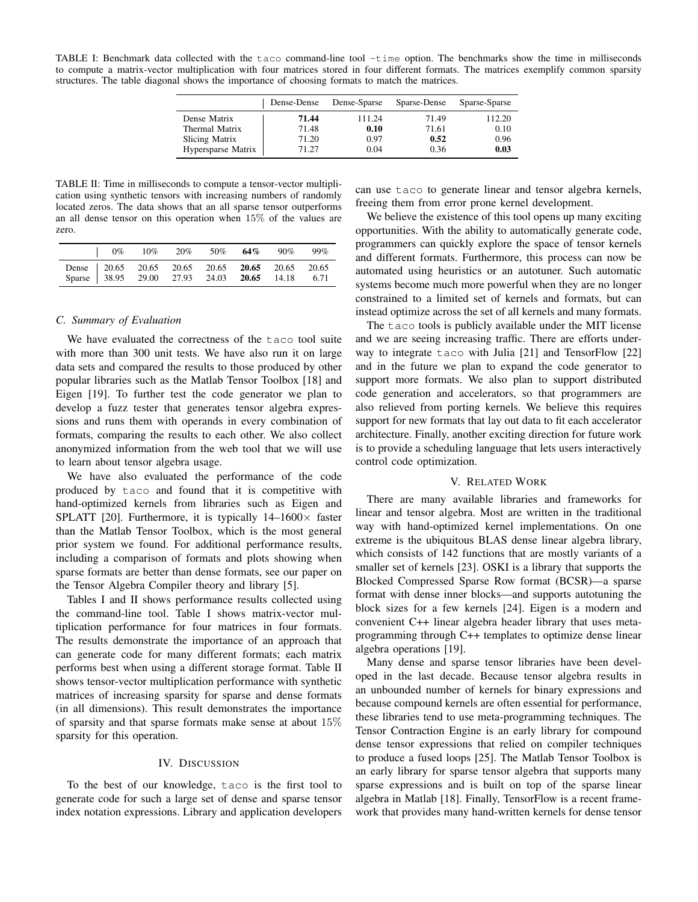TABLE I: Benchmark data collected with the taco command-line tool -time option. The benchmarks show the time in milliseconds to compute a matrix-vector multiplication with four matrices stored in four different formats. The matrices exemplify common sparsity structures. The table diagonal shows the importance of choosing formats to match the matrices.

| | Dense-Dense | Dense-Sparse | Sparse-Dense | Sparse-Sparse |
|---|---|---|---|---|
| Dense Matrix | **71.44** | 111.24 | 71.49 | 112.20 |
| Thermal Matrix | 71.48 | **0.10** | 71.61 | 0.10 |
| Slicing Matrix | 71.20 | 0.97 | **0.52** | 0.96 |
| Hypersparse Matrix | 71.27 | 0.04 | 0.36 | **0.03** |

TABLE II: Time in milliseconds to compute a tensor-vector multiplication using synthetic tensors with increasing numbers of randomly located zeros. The data shows that an all sparse tensor outperforms an all dense tensor on this operation when 15% of the values are zero.

| | 0% | 10% | 20% | 50% | **64%** | 90% | 99% |
|---|---|---|---|---|---|---|---|
| Dense | 20.65 | 20.65 | 20.65 | 20.65 | **20.65** | 20.65 | 20.65 |
| Sparse | 38.95 | 29.00 | 27.93 | 24.03 | **20.65** | 14.18 | 6.71 |

### C. Summary of Evaluation

We have evaluated the correctness of the taco tool suite with more than 300 unit tests. We have also run it on large data sets and compared the results to those produced by other popular libraries such as the Matlab Tensor Toolbox [18] and Eigen [19]. To further test the code generator we plan to develop a fuzz tester that generates tensor algebra expressions and runs them with operands in every combination of formats, comparing the results to each other. We also collect anonymized information from the web tool that we will use to learn about tensor algebra usage.

We have also evaluated the performance of the code produced by taco and found that it is competitive with hand-optimized kernels from libraries such as Eigen and SPLATT [20]. Furthermore, it is typically 14–1600× faster than the Matlab Tensor Toolbox, which is the most general prior system we found. For additional performance results, including a comparison of formats and plots showing when sparse formats are better than dense formats, see our paper on the Tensor Algebra Compiler theory and library [5].

Tables I and II shows performance results collected using the command-line tool. Table I shows matrix-vector multiplication performance for four matrices in four formats. The results demonstrate the importance of an approach that can generate code for many different formats; each matrix performs best when using a different storage format. Table II shows tensor-vector multiplication performance with synthetic matrices of increasing sparsity for sparse and dense formats (in all dimensions). This result demonstrates the importance of sparsity and that sparse formats make sense at about 15% sparsity for this operation.

## IV. Discussion

To the best of our knowledge, taco is the first tool to generate code for such a large set of dense and sparse tensor index notation expressions. Library and application developers can use taco to generate linear and tensor algebra kernels, freeing them from error prone kernel development.

We believe the existence of this tool opens up many exciting opportunities. With the ability to automatically generate code, programmers can quickly explore the space of tensor kernels and different formats. Furthermore, this process can now be automated using heuristics or an autotuner. Such automatic systems become much more powerful when they are no longer constrained to a limited set of kernels and formats, but can instead optimize across the set of all kernels and many formats.

The taco tools is publicly available under the MIT license and we are seeing increasing traffic. There are efforts underway to integrate taco with Julia [21] and TensorFlow [22] and in the future we plan to expand the code generator to support more formats. We also plan to support distributed code generation and accelerators, so that programmers are also relieved from porting kernels. We believe this requires support for new formats that lay out data to fit each accelerator architecture. Finally, another exciting direction for future work is to provide a scheduling language that lets users interactively control code optimization.

## V. Related Work

There are many available libraries and frameworks for linear and tensor algebra. Most are written in the traditional way with hand-optimized kernel implementations. On one extreme is the ubiquitous BLAS dense linear algebra library, which consists of 142 functions that are mostly variants of a smaller set of kernels [23]. OSKI is a library that supports the Blocked Compressed Sparse Row format (BCSR)—a sparse format with dense inner blocks—and supports autotuning the block sizes for a few kernels [24]. Eigen is a modern and convenient C++ linear algebra header library that uses metaprogramming through C++ templates to optimize dense linear algebra operations [19].

Many dense and sparse tensor libraries have been developed in the last decade. Because tensor algebra results in an unbounded number of kernels for binary expressions and because compound kernels are often essential for performance, these libraries tend to use meta-programming techniques. The Tensor Contraction Engine is an early library for compound dense tensor expressions that relied on compiler techniques to produce a fused loops [25]. The Matlab Tensor Toolbox is an early library for sparse tensor algebra that supports many sparse expressions and is built on top of the sparse linear algebra in Matlab [18]. Finally, TensorFlow is a recent framework that provides many hand-written kernels for dense tensor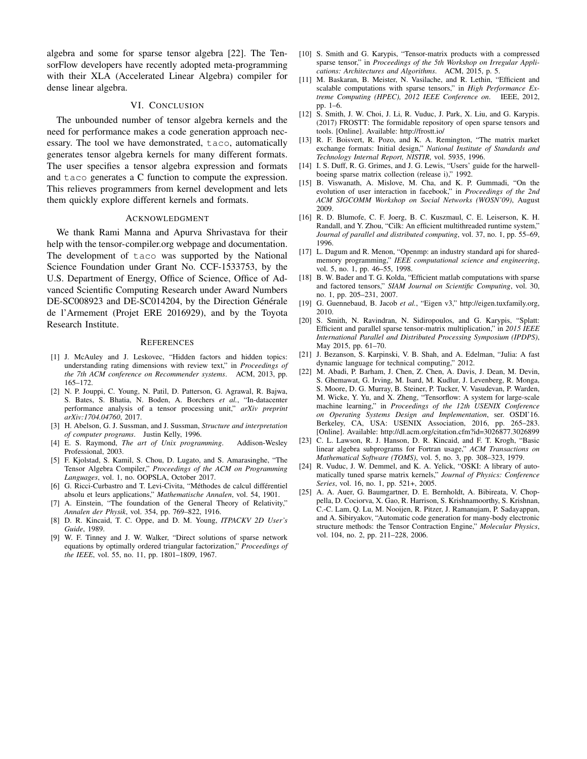algebra and some for sparse tensor algebra [22]. The TensorFlow developers have recently adopted meta-programming with their XLA (Accelerated Linear Algebra) compiler for dense linear algebra.

## VI. Conclusion

The unbounded number of tensor algebra kernels and the need for performance makes a code generation approach necessary. The tool we have demonstrated, `taco`, automatically generates tensor algebra kernels for many different formats. The user specifies a tensor algebra expression and formats and `taco` generates a C function to compute the expression. This relieves programmers from kernel development and lets them quickly explore different kernels and formats.

## Acknowledgment

We thank Rami Manna and Apurva Shrivastava for their help with the tensor-compiler.org webpage and documentation. The development of `taco` was supported by the National Science Foundation under Grant No. CCF-1533753, by the U.S. Department of Energy, Office of Science, Office of Advanced Scientific Computing Research under Award Numbers DE-SC008923 and DE-SC014204, by the Direction Générale de l'Armement (Projet ERE 2016929), and by the Toyota Research Institute.

## References

[1] J. McAuley and J. Leskovec, "Hidden factors and hidden topics: understanding rating dimensions with review text," in *Proceedings of the 7th ACM conference on Recommender systems*. ACM, 2013, pp. 165–172.

[2] N. P. Jouppi, C. Young, N. Patil, D. Patterson, G. Agrawal, R. Bajwa, S. Bates, S. Bhatia, N. Boden, A. Borchers *et al.*, "In-datacenter performance analysis of a tensor processing unit," *arXiv preprint arXiv:1704.04760*, 2017.

[3] H. Abelson, G. J. Sussman, and J. Sussman, *Structure and interpretation of computer programs*. Justin Kelly, 1996.

[4] E. S. Raymond, *The art of Unix programming*. Addison-Wesley Professional, 2003.

[5] F. Kjolstad, S. Kamil, S. Chou, D. Lugato, and S. Amarasinghe, "The Tensor Algebra Compiler," *Proceedings of the ACM on Programming Languages*, vol. 1, no. OOPSLA, October 2017.

[6] G. Ricci-Curbastro and T. Levi-Civita, "Méthodes de calcul différentiel absolu et leurs applications," *Mathematische Annalen*, vol. 54, 1901.

[7] A. Einstein, "The foundation of the General Theory of Relativity," *Annalen der Physik*, vol. 354, pp. 769–822, 1916.

[8] D. R. Kincaid, T. C. Oppe, and D. M. Young, *ITPACKV 2D User's Guide*, 1989.

[9] W. F. Tinney and J. W. Walker, "Direct solutions of sparse network equations by optimally ordered triangular factorization," *Proceedings of the IEEE*, vol. 55, no. 11, pp. 1801–1809, 1967.

[10] S. Smith and G. Karypis, "Tensor-matrix products with a compressed sparse tensor," in *Proceedings of the 5th Workshop on Irregular Applications: Architectures and Algorithms*. ACM, 2015, p. 5.

[11] M. Baskaran, B. Meister, N. Vasilache, and R. Lethin, "Efficient and scalable computations with sparse tensors," in *High Performance Extreme Computing (HPEC), 2012 IEEE Conference on*. IEEE, 2012, pp. 1–6.

[12] S. Smith, J. W. Choi, J. Li, R. Vuduc, J. Park, X. Liu, and G. Karypis. (2017) FROSTT: The formidable repository of open sparse tensors and tools. [Online]. Available: http://frostt.io/

[13] R. F. Boisvert, R. Pozo, and K. A. Remington, "The matrix market exchange formats: Initial design," *National Institute of Standards and Technology Internal Report, NISTIR*, vol. 5935, 1996.

[14] I. S. Duff, R. G. Grimes, and J. G. Lewis, "Users' guide for the harwell-boeing sparse matrix collection (release i)," 1992.

[15] B. Viswanath, A. Mislove, M. Cha, and K. P. Gummadi, "On the evolution of user interaction in facebook," in *Proceedings of the 2nd ACM SIGCOMM Workshop on Social Networks (WOSN'09)*, August 2009.

[16] R. D. Blumofe, C. F. Joerg, B. C. Kuszmaul, C. E. Leiserson, K. H. Randall, and Y. Zhou, "Cilk: An efficient multithreaded runtime system," *Journal of parallel and distributed computing*, vol. 37, no. 1, pp. 55–69, 1996.

[17] L. Dagum and R. Menon, "Openmp: an industry standard api for shared-memory programming," *IEEE computational science and engineering*, vol. 5, no. 1, pp. 46–55, 1998.

[18] B. W. Bader and T. G. Kolda, "Efficient matlab computations with sparse and factored tensors," *SIAM Journal on Scientific Computing*, vol. 30, no. 1, pp. 205–231, 2007.

[19] G. Guennebaud, B. Jacob *et al.*, "Eigen v3," http://eigen.tuxfamily.org, 2010.

[20] S. Smith, N. Ravindran, N. Sidiropoulos, and G. Karypis, "Splatt: Efficient and parallel sparse tensor-matrix multiplication," in *2015 IEEE International Parallel and Distributed Processing Symposium (IPDPS)*, May 2015, pp. 61–70.

[21] J. Bezanson, S. Karpinski, V. B. Shah, and A. Edelman, "Julia: A fast dynamic language for technical computing," 2012.

[22] M. Abadi, P. Barham, J. Chen, Z. Chen, A. Davis, J. Dean, M. Devin, S. Ghemawat, G. Irving, M. Isard, M. Kudlur, J. Levenberg, R. Monga, S. Moore, D. G. Murray, B. Steiner, P. Tucker, V. Vasudevan, P. Warden, M. Wicke, Y. Yu, and X. Zheng, "Tensorflow: A system for large-scale machine learning," in *Proceedings of the 12th USENIX Conference on Operating Systems Design and Implementation*, ser. OSDI'16. Berkeley, CA, USA: USENIX Association, 2016, pp. 265–283. [Online]. Available: http://dl.acm.org/citation.cfm?id=3026877.3026899

[23] C. L. Lawson, R. J. Hanson, D. R. Kincaid, and F. T. Krogh, "Basic linear algebra subprograms for Fortran usage," *ACM Transactions on Mathematical Software (TOMS)*, vol. 5, no. 3, pp. 308–323, 1979.

[24] R. Vuduc, J. W. Demmel, and K. A. Yelick, "OSKI: A library of automatically tuned sparse matrix kernels," *Journal of Physics: Conference Series*, vol. 16, no. 1, pp. 521+, 2005.

[25] A. A. Auer, G. Baumgartner, D. E. Bernholdt, A. Bibireata, V. Choppella, D. Cociorva, X. Gao, R. Harrison, S. Krishnamoorthy, S. Krishnan, C.-C. Lam, Q. Lu, M. Nooijen, R. Pitzer, J. Ramanujam, P. Sadayappan, and A. Sibiryakov, "Automatic code generation for many-body electronic structure methods: the Tensor Contraction Engine," *Molecular Physics*, vol. 104, no. 2, pp. 211–228, 2006.